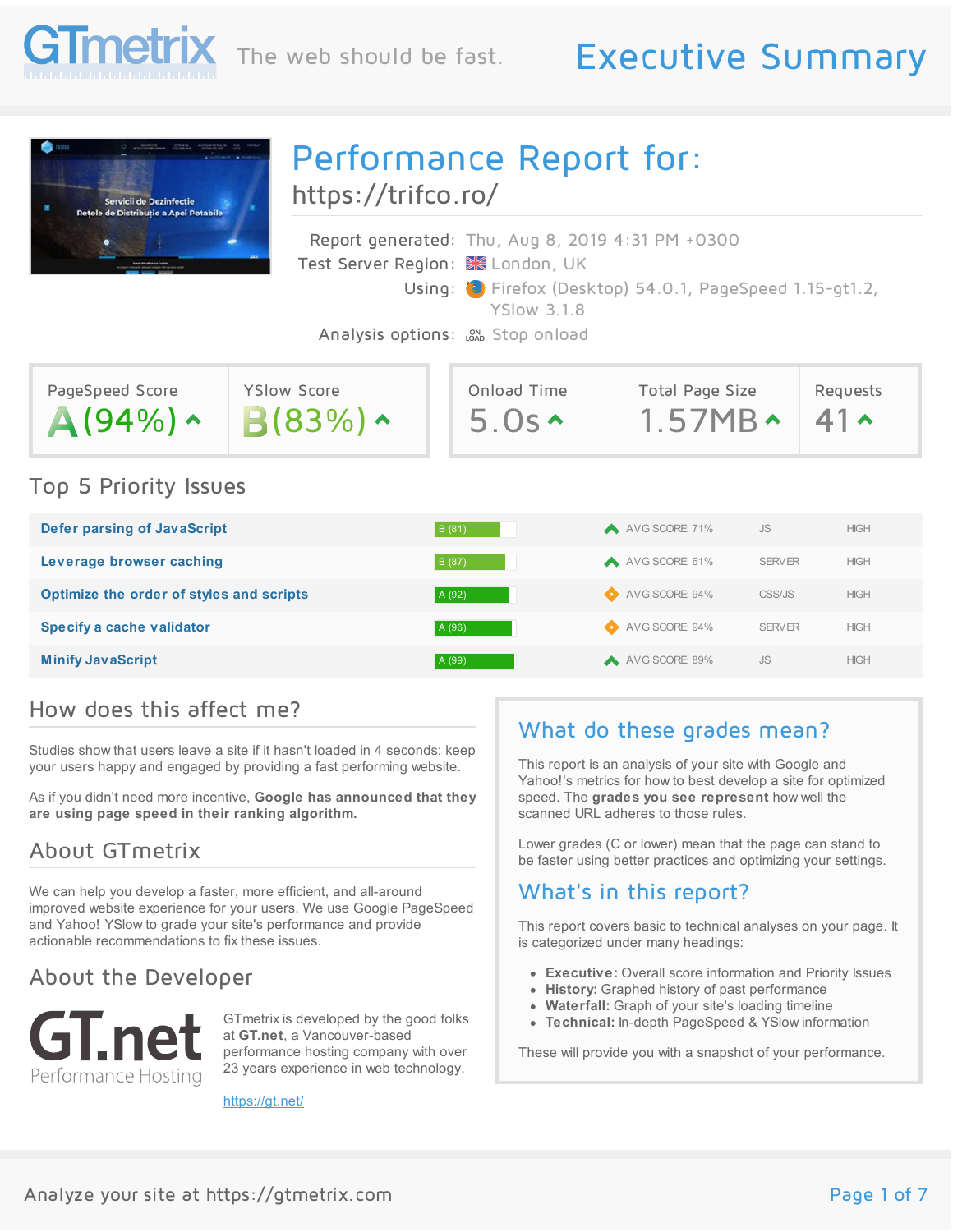GTmetrix — The web should be fast.

# Executive Summary

## Performance Report for:

https://trifco.ro/

Report generated: Thu, Aug 8, 2019 4:31 PM +0300

Test Server Region: London, UK

Using: Firefox (Desktop) 54.0.1, PageSpeed 1.15-gt1.2, YSlow 3.1.8

Analysis options: Stop onload

| PageSpeed Score | YSlow Score | Onload Time | Total Page Size | Requests |
|---|---|---|---|---|
| A (94%) | B (83%) | 5.0s | 1.57MB | 41 |

## Top 5 Priority Issues

| Issue | Grade | Avg Score | Type | Priority |
|---|---|---|---|---|
| Defer parsing of JavaScript | B (81) | AVG SCORE: 71% | JS | HIGH |
| Leverage browser caching | B (87) | AVG SCORE: 61% | SERVER | HIGH |
| Optimize the order of styles and scripts | A (92) | AVG SCORE: 94% | CSS/JS | HIGH |
| Specify a cache validator | A (96) | AVG SCORE: 94% | SERVER | HIGH |
| Minify JavaScript | A (99) | AVG SCORE: 89% | JS | HIGH |

## How does this affect me?

Studies show that users leave a site if it hasn't loaded in 4 seconds; keep your users happy and engaged by providing a fast performing website.

As if you didn't need more incentive, **Google has announced that they are using page speed in their ranking algorithm.**

## About GTmetrix

We can help you develop a faster, more efficient, and all-around improved website experience for your users. We use Google PageSpeed and Yahoo! YSlow to grade your site's performance and provide actionable recommendations to fix these issues.

## About the Developer

GT.net Performance Hosting

GTmetrix is developed by the good folks at **GT.net**, a Vancouver-based performance hosting company with over 23 years experience in web technology.

https://gt.net/

## What do these grades mean?

This report is an analysis of your site with Google and Yahoo!'s metrics for how to best develop a site for optimized speed. The **grades you see represent** how well the scanned URL adheres to those rules.

Lower grades (C or lower) mean that the page can stand to be faster using better practices and optimizing your settings.

## What's in this report?

This report covers basic to technical analyses on your page. It is categorized under many headings:

- **Executive:** Overall score information and Priority Issues
- **History:** Graphed history of past performance
- **Waterfall:** Graph of your site's loading timeline
- **Technical:** In-depth PageSpeed & YSlow information

These will provide you with a snapshot of your performance.

Analyze your site at https://gtmetrix.com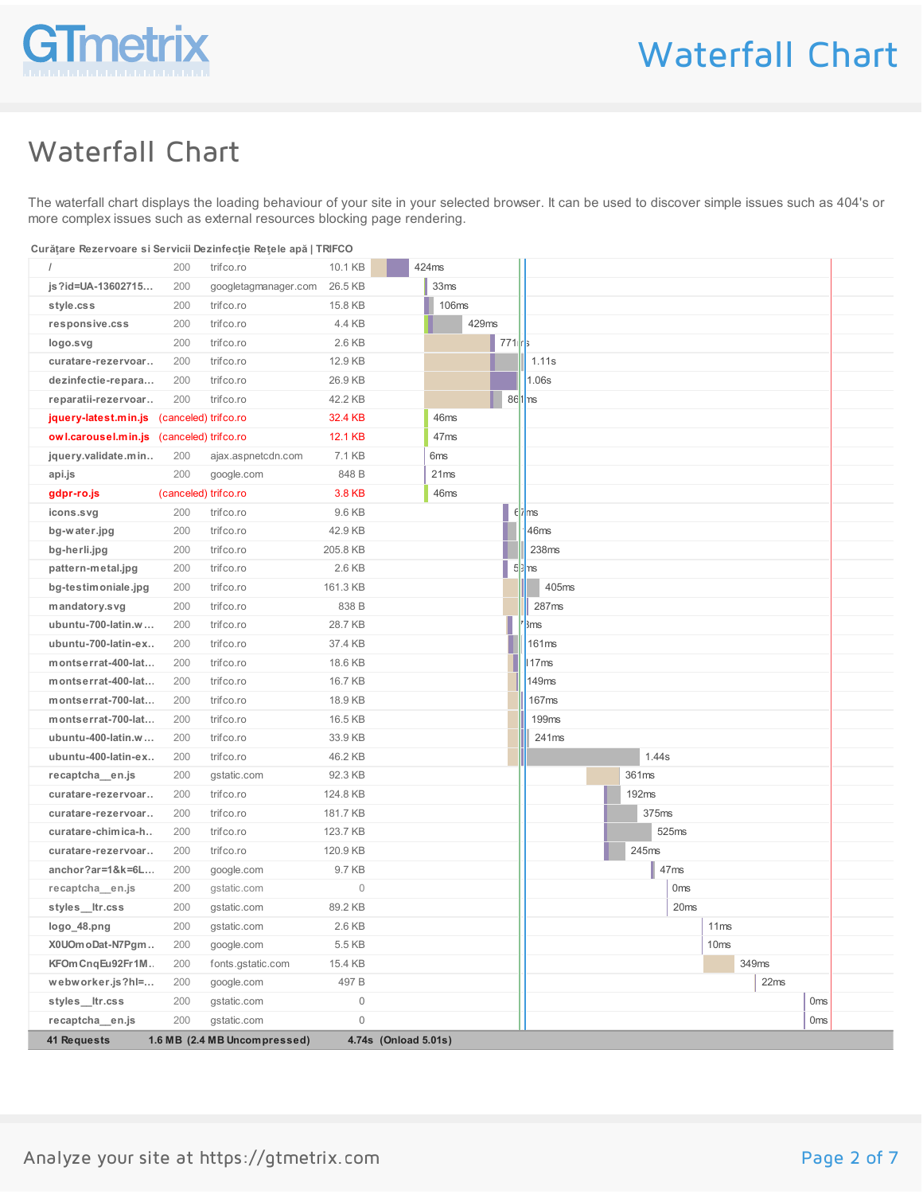# Waterfall Chart

The waterfall chart displays the loading behaviour of your site in your selected browser. It can be used to discover simple issues such as 404's or more complex issues such as external resources blocking page rendering.

**Curățare Rezervoare si Servicii Dezinfecție Rețele apă | TRIFCO**

| Resource | Status | Domain | Size | Time |
|---|---|---|---|---|
| / | 200 | trifco.ro | 10.1 KB | 424ms |
| js?id=UA-13602715... | 200 | googletagmanager.com | 26.5 KB | 33ms |
| style.css | 200 | trifco.ro | 15.8 KB | 106ms |
| responsive.css | 200 | trifco.ro | 4.4 KB | 429ms |
| logo.svg | 200 | trifco.ro | 2.6 KB | 771ms |
| curatare-rezervoar... | 200 | trifco.ro | 12.9 KB | 1.11s |
| dezinfectie-repara... | 200 | trifco.ro | 26.9 KB | 1.06s |
| reparatii-rezervoar... | 200 | trifco.ro | 42.2 KB | 861ms |
| jquery-latest.min.js | (canceled) | trifco.ro | 32.4 KB | 46ms |
| owl.carousel.min.js | (canceled) | trifco.ro | 12.1 KB | 47ms |
| jquery.validate.min... | 200 | ajax.aspnetcdn.com | 7.1 KB | 6ms |
| api.js | 200 | google.com | 848 B | 21ms |
| gdpr-ro.js | (canceled) | trifco.ro | 3.8 KB | 46ms |
| icons.svg | 200 | trifco.ro | 9.6 KB | 67ms |
| bg-water.jpg | 200 | trifco.ro | 42.9 KB | 146ms |
| bg-herli.jpg | 200 | trifco.ro | 205.8 KB | 238ms |
| pattern-metal.jpg | 200 | trifco.ro | 2.6 KB | 56ms |
| bg-testimoniale.jpg | 200 | trifco.ro | 161.3 KB | 405ms |
| mandatory.svg | 200 | trifco.ro | 838 B | 287ms |
| ubuntu-700-latin.w... | 200 | trifco.ro | 28.7 KB | 73ms |
| ubuntu-700-latin-ex... | 200 | trifco.ro | 37.4 KB | 161ms |
| montserrat-400-lat... | 200 | trifco.ro | 18.6 KB | 117ms |
| montserrat-400-lat... | 200 | trifco.ro | 16.7 KB | 149ms |
| montserrat-700-lat... | 200 | trifco.ro | 18.9 KB | 167ms |
| montserrat-700-lat... | 200 | trifco.ro | 16.5 KB | 199ms |
| ubuntu-400-latin.w... | 200 | trifco.ro | 33.9 KB | 241ms |
| ubuntu-400-latin-ex... | 200 | trifco.ro | 46.2 KB | 1.44s |
| recaptcha__en.js | 200 | gstatic.com | 92.3 KB | 361ms |
| curatare-rezervoar... | 200 | trifco.ro | 124.8 KB | 192ms |
| curatare-rezervoar... | 200 | trifco.ro | 181.7 KB | 375ms |
| curatare-chimica-h... | 200 | trifco.ro | 123.7 KB | 525ms |
| curatare-rezervoar... | 200 | trifco.ro | 120.9 KB | 245ms |
| anchor?ar=1&k=6L... | 200 | google.com | 9.7 KB | 47ms |
| recaptcha__en.js | 200 | gstatic.com | 0 | 0ms |
| styles__ltr.css | 200 | gstatic.com | 89.2 KB | 20ms |
| logo_48.png | 200 | gstatic.com | 2.6 KB | 11ms |
| X0UOmoDat-N7Pgm... | 200 | google.com | 5.5 KB | 10ms |
| KFOmCnqEu92Fr1M... | 200 | fonts.gstatic.com | 15.4 KB | 349ms |
| webworker.js?hl=... | 200 | google.com | 497 B | 22ms |
| styles__ltr.css | 200 | gstatic.com | 0 | 0ms |
| recaptcha__en.js | 200 | gstatic.com | 0 | 0ms |
| **41 Requests** | | **1.6 MB (2.4 MB Uncompressed)** | | **4.74s (Onload 5.01s)** |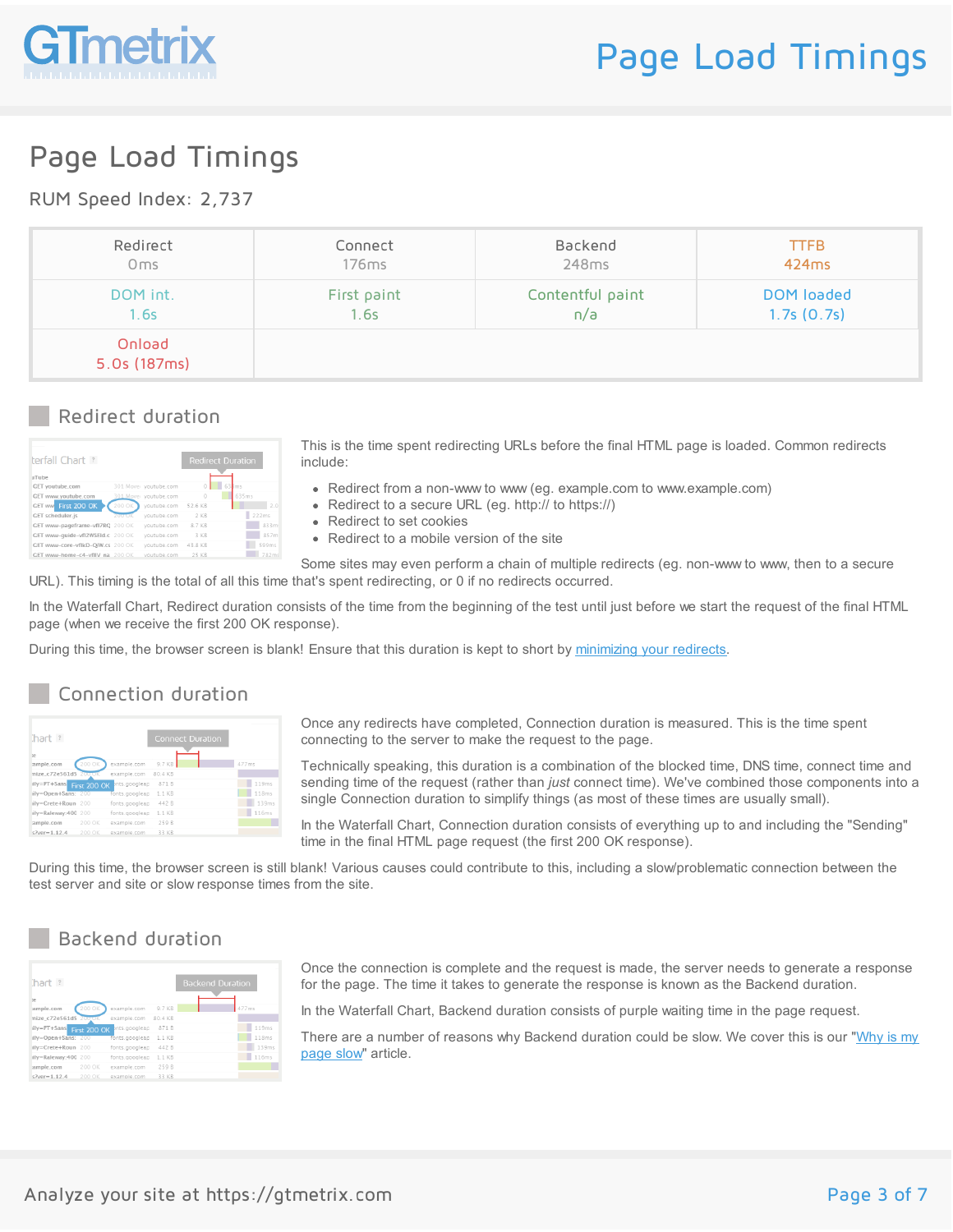# Page Load Timings

RUM Speed Index: 2,737

| Redirect<br>0ms | Connect<br>176ms | Backend<br>248ms | TTFB<br>424ms |
|---|---|---|---|
| DOM int.<br>1.6s | First paint<br>1.6s | Contentful paint<br>n/a | DOM loaded<br>1.7s (0.7s) |
| Onload<br>5.0s (187ms) | | | |

## Redirect duration

This is the time spent redirecting URLs before the final HTML page is loaded. Common redirects include:

- Redirect from a non-www to www (eg. example.com to www.example.com)
- Redirect to a secure URL (eg. http:// to https://)
- Redirect to set cookies
- Redirect to a mobile version of the site

Some sites may even perform a chain of multiple redirects (eg. non-www to www, then to a secure URL). This timing is the total of all this time that's spent redirecting, or 0 if no redirects occurred.

In the Waterfall Chart, Redirect duration consists of the time from the beginning of the test until just before we start the request of the final HTML page (when we receive the first 200 OK response).

During this time, the browser screen is blank! Ensure that this duration is kept to short by [minimizing your redirects](minimizing your redirects).

## Connection duration

Once any redirects have completed, Connection duration is measured. This is the time spent connecting to the server to make the request to the page.

Technically speaking, this duration is a combination of the blocked time, DNS time, connect time and sending time of the request (rather than *just* connect time). We've combined those components into a single Connection duration to simplify things (as most of these times are usually small).

In the Waterfall Chart, Connection duration consists of everything up to and including the "Sending" time in the final HTML page request (the first 200 OK response).

During this time, the browser screen is still blank! Various causes could contribute to this, including a slow/problematic connection between the test server and site or slow response times from the site.

## Backend duration

Once the connection is complete and the request is made, the server needs to generate a response for the page. The time it takes to generate the response is known as the Backend duration.

In the Waterfall Chart, Backend duration consists of purple waiting time in the page request.

There are a number of reasons why Backend duration could be slow. We cover this is our "Why is my page slow" article.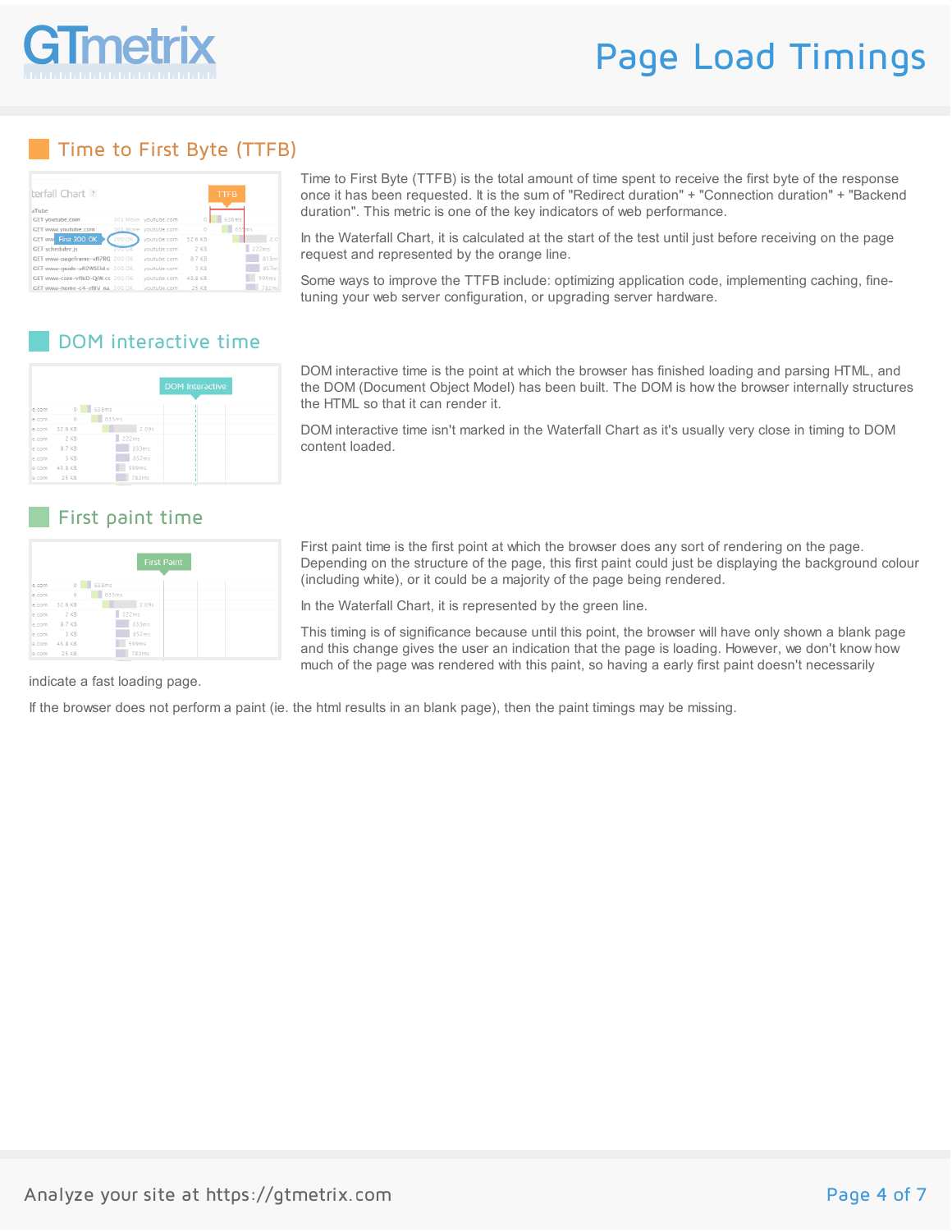# Page Load Timings

## Time to First Byte (TTFB)

Time to First Byte (TTFB) is the total amount of time spent to receive the first byte of the response once it has been requested. It is the sum of "Redirect duration" + "Connection duration" + "Backend duration". This metric is one of the key indicators of web performance.

In the Waterfall Chart, it is calculated at the start of the test until just before receiving on the page request and represented by the orange line.

Some ways to improve the TTFB include: optimizing application code, implementing caching, fine-tuning your web server configuration, or upgrading server hardware.

## DOM interactive time

DOM interactive time is the point at which the browser has finished loading and parsing HTML, and the DOM (Document Object Model) has been built. The DOM is how the browser internally structures the HTML so that it can render it.

DOM interactive time isn't marked in the Waterfall Chart as it's usually very close in timing to DOM content loaded.

## First paint time

First paint time is the first point at which the browser does any sort of rendering on the page. Depending on the structure of the page, this first paint could just be displaying the background colour (including white), or it could be a majority of the page being rendered.

In the Waterfall Chart, it is represented by the green line.

This timing is of significance because until this point, the browser will have only shown a blank page and this change gives the user an indication that the page is loading. However, we don't know how much of the page was rendered with this paint, so having a early first paint doesn't necessarily indicate a fast loading page.

If the browser does not perform a paint (ie. the html results in an blank page), then the paint timings may be missing.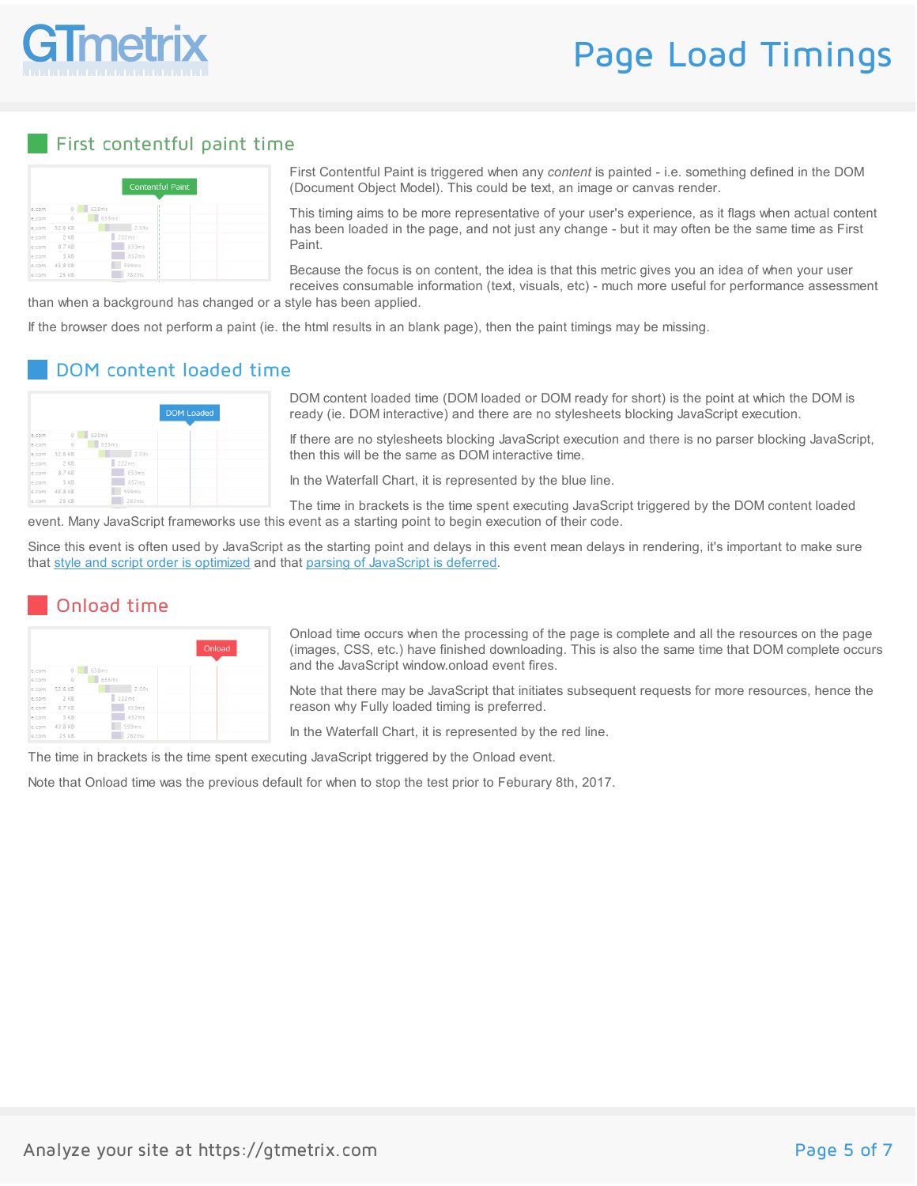## First contentful paint time

First Contentful Paint is triggered when any *content* is painted - i.e. something defined in the DOM (Document Object Model). This could be text, an image or canvas render.

This timing aims to be more representative of your user's experience, as it flags when actual content has been loaded in the page, and not just any change - but it may often be the same time as First Paint.

Because the focus is on content, the idea is that this metric gives you an idea of when your user receives consumable information (text, visuals, etc) - much more useful for performance assessment than when a background has changed or a style has been applied.

If the browser does not perform a paint (ie. the html results in an blank page), then the paint timings may be missing.

## DOM content loaded time

DOM content loaded time (DOM loaded or DOM ready for short) is the point at which the DOM is ready (ie. DOM interactive) and there are no stylesheets blocking JavaScript execution.

If there are no stylesheets blocking JavaScript execution and there is no parser blocking JavaScript, then this will be the same as DOM interactive time.

In the Waterfall Chart, it is represented by the blue line.

The time in brackets is the time spent executing JavaScript triggered by the DOM content loaded event. Many JavaScript frameworks use this event as a starting point to begin execution of their code.

Since this event is often used by JavaScript as the starting point and delays in this event mean delays in rendering, it's important to make sure that style and script order is optimized and that parsing of JavaScript is deferred.

## Onload time

Onload time occurs when the processing of the page is complete and all the resources on the page (images, CSS, etc.) have finished downloading. This is also the same time that DOM complete occurs and the JavaScript window.onload event fires.

Note that there may be JavaScript that initiates subsequent requests for more resources, hence the reason why Fully loaded timing is preferred.

In the Waterfall Chart, it is represented by the red line.

The time in brackets is the time spent executing JavaScript triggered by the Onload event.

Note that Onload time was the previous default for when to stop the test prior to Feburary 8th, 2017.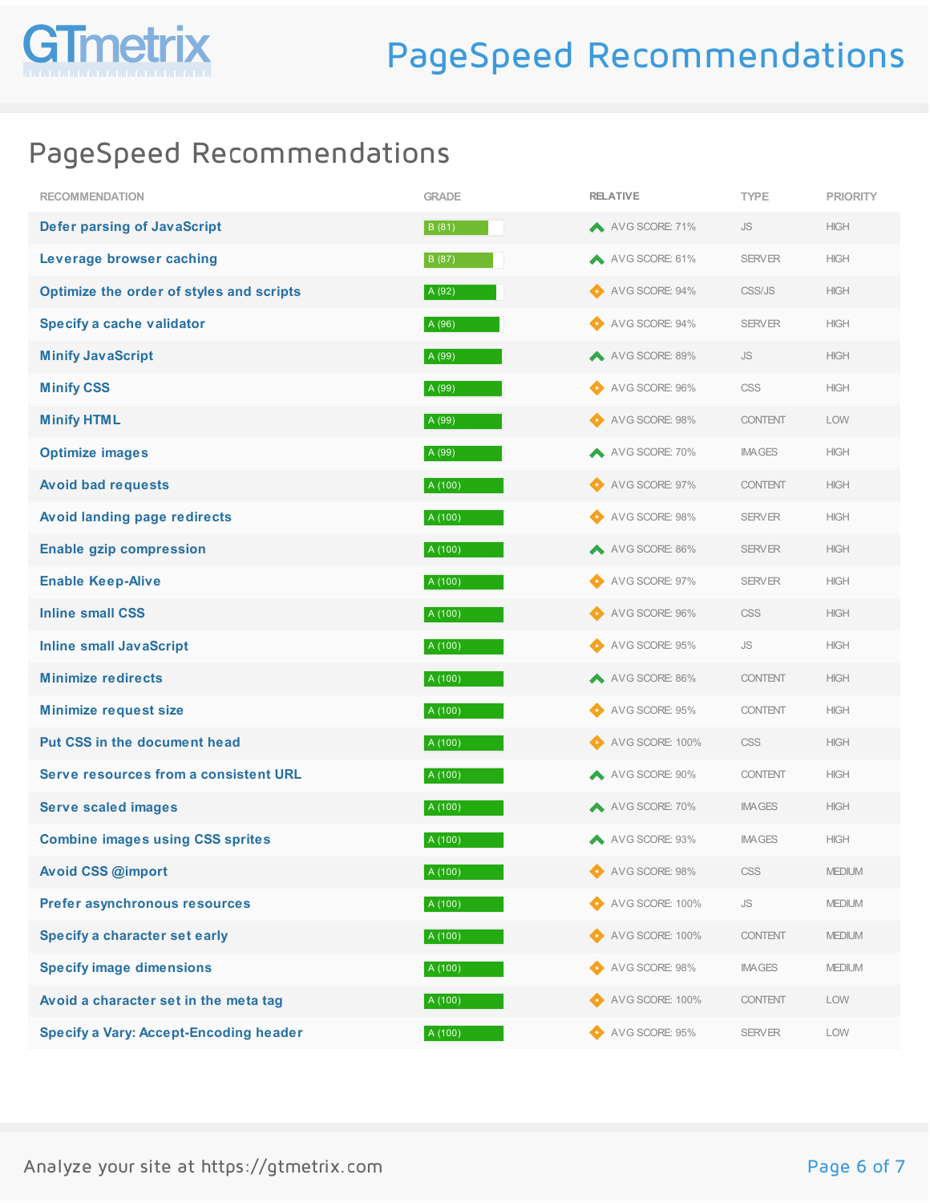# PageSpeed Recommendations

## PageSpeed Recommendations

| RECOMMENDATION | GRADE | RELATIVE | TYPE | PRIORITY |
|---|---|---|---|---|
| Defer parsing of JavaScript | B (81) | AVG SCORE: 71% | JS | HIGH |
| Leverage browser caching | B (87) | AVG SCORE: 61% | SERVER | HIGH |
| Optimize the order of styles and scripts | A (92) | AVG SCORE: 94% | CSS/JS | HIGH |
| Specify a cache validator | A (96) | AVG SCORE: 94% | SERVER | HIGH |
| Minify JavaScript | A (99) | AVG SCORE: 89% | JS | HIGH |
| Minify CSS | A (99) | AVG SCORE: 96% | CSS | HIGH |
| Minify HTML | A (99) | AVG SCORE: 98% | CONTENT | LOW |
| Optimize images | A (99) | AVG SCORE: 70% | IMAGES | HIGH |
| Avoid bad requests | A (100) | AVG SCORE: 97% | CONTENT | HIGH |
| Avoid landing page redirects | A (100) | AVG SCORE: 98% | SERVER | HIGH |
| Enable gzip compression | A (100) | AVG SCORE: 86% | SERVER | HIGH |
| Enable Keep-Alive | A (100) | AVG SCORE: 97% | SERVER | HIGH |
| Inline small CSS | A (100) | AVG SCORE: 96% | CSS | HIGH |
| Inline small JavaScript | A (100) | AVG SCORE: 95% | JS | HIGH |
| Minimize redirects | A (100) | AVG SCORE: 86% | CONTENT | HIGH |
| Minimize request size | A (100) | AVG SCORE: 95% | CONTENT | HIGH |
| Put CSS in the document head | A (100) | AVG SCORE: 100% | CSS | HIGH |
| Serve resources from a consistent URL | A (100) | AVG SCORE: 90% | CONTENT | HIGH |
| Serve scaled images | A (100) | AVG SCORE: 70% | IMAGES | HIGH |
| Combine images using CSS sprites | A (100) | AVG SCORE: 93% | IMAGES | HIGH |
| Avoid CSS @import | A (100) | AVG SCORE: 98% | CSS | MEDIUM |
| Prefer asynchronous resources | A (100) | AVG SCORE: 100% | JS | MEDIUM |
| Specify a character set early | A (100) | AVG SCORE: 100% | CONTENT | MEDIUM |
| Specify image dimensions | A (100) | AVG SCORE: 98% | IMAGES | MEDIUM |
| Avoid a character set in the meta tag | A (100) | AVG SCORE: 100% | CONTENT | LOW |
| Specify a Vary: Accept-Encoding header | A (100) | AVG SCORE: 95% | SERVER | LOW |

Analyze your site at https://gtmetrix.com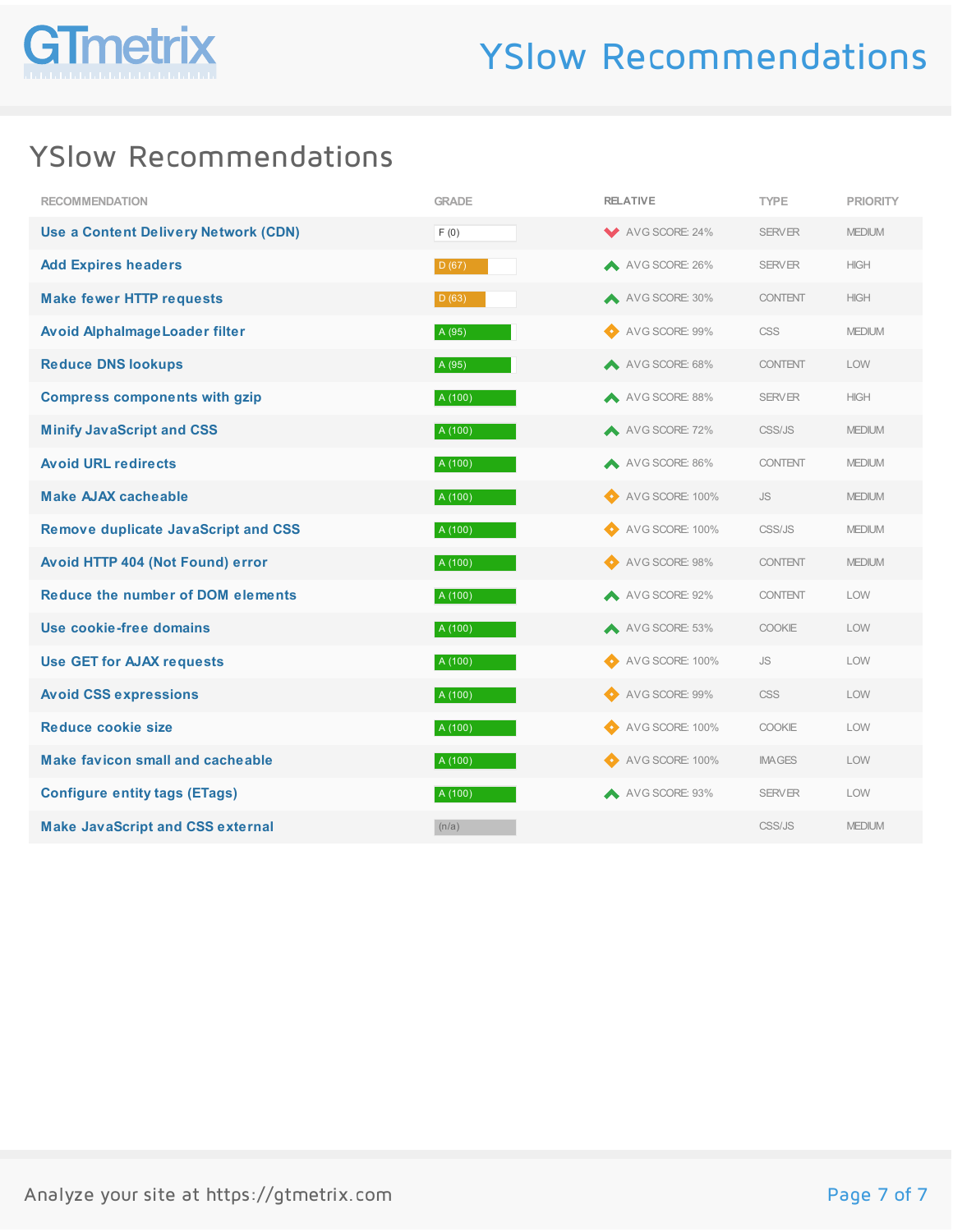# YSlow Recommendations

| RECOMMENDATION | GRADE | RELATIVE | TYPE | PRIORITY |
| --- | --- | --- | --- | --- |
| Use a Content Delivery Network (CDN) | F (0) | AVG SCORE: 24% | SERVER | MEDIUM |
| Add Expires headers | D (67) | AVG SCORE: 26% | SERVER | HIGH |
| Make fewer HTTP requests | D (63) | AVG SCORE: 30% | CONTENT | HIGH |
| Avoid AlphaImageLoader filter | A (95) | AVG SCORE: 99% | CSS | MEDIUM |
| Reduce DNS lookups | A (95) | AVG SCORE: 68% | CONTENT | LOW |
| Compress components with gzip | A (100) | AVG SCORE: 88% | SERVER | HIGH |
| Minify JavaScript and CSS | A (100) | AVG SCORE: 72% | CSS/JS | MEDIUM |
| Avoid URL redirects | A (100) | AVG SCORE: 86% | CONTENT | MEDIUM |
| Make AJAX cacheable | A (100) | AVG SCORE: 100% | JS | MEDIUM |
| Remove duplicate JavaScript and CSS | A (100) | AVG SCORE: 100% | CSS/JS | MEDIUM |
| Avoid HTTP 404 (Not Found) error | A (100) | AVG SCORE: 98% | CONTENT | MEDIUM |
| Reduce the number of DOM elements | A (100) | AVG SCORE: 92% | CONTENT | LOW |
| Use cookie-free domains | A (100) | AVG SCORE: 53% | COOKIE | LOW |
| Use GET for AJAX requests | A (100) | AVG SCORE: 100% | JS | LOW |
| Avoid CSS expressions | A (100) | AVG SCORE: 99% | CSS | LOW |
| Reduce cookie size | A (100) | AVG SCORE: 100% | COOKIE | LOW |
| Make favicon small and cacheable | A (100) | AVG SCORE: 100% | IMAGES | LOW |
| Configure entity tags (ETags) | A (100) | AVG SCORE: 93% | SERVER | LOW |
| Make JavaScript and CSS external | (n/a) | | CSS/JS | MEDIUM |